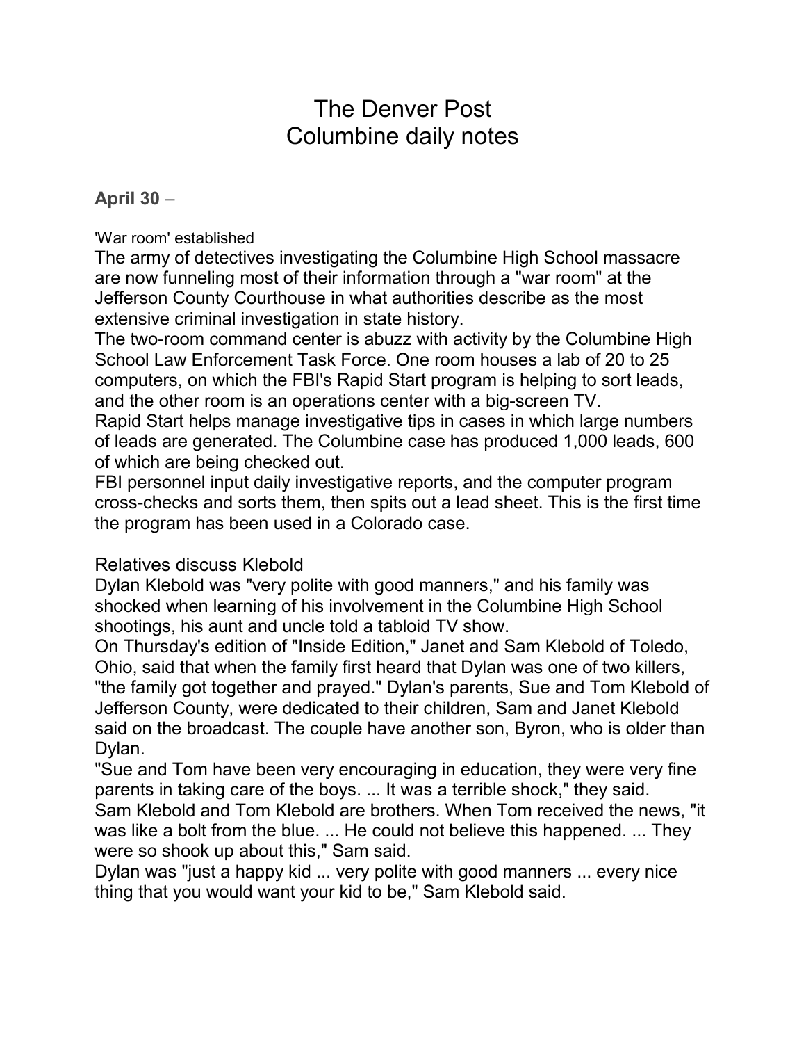# The Denver Post
# Columbine daily notes

**April 30** –

'War room' established

The army of detectives investigating the Columbine High School massacre are now funneling most of their information through a "war room" at the Jefferson County Courthouse in what authorities describe as the most extensive criminal investigation in state history.

The two-room command center is abuzz with activity by the Columbine High School Law Enforcement Task Force. One room houses a lab of 20 to 25 computers, on which the FBI's Rapid Start program is helping to sort leads, and the other room is an operations center with a big-screen TV.

Rapid Start helps manage investigative tips in cases in which large numbers of leads are generated. The Columbine case has produced 1,000 leads, 600 of which are being checked out.

FBI personnel input daily investigative reports, and the computer program cross-checks and sorts them, then spits out a lead sheet. This is the first time the program has been used in a Colorado case.

Relatives discuss Klebold

Dylan Klebold was "very polite with good manners," and his family was shocked when learning of his involvement in the Columbine High School shootings, his aunt and uncle told a tabloid TV show.

On Thursday's edition of "Inside Edition," Janet and Sam Klebold of Toledo, Ohio, said that when the family first heard that Dylan was one of two killers, "the family got together and prayed." Dylan's parents, Sue and Tom Klebold of Jefferson County, were dedicated to their children, Sam and Janet Klebold said on the broadcast. The couple have another son, Byron, who is older than Dylan.

"Sue and Tom have been very encouraging in education, they were very fine parents in taking care of the boys. ... It was a terrible shock," they said.

Sam Klebold and Tom Klebold are brothers. When Tom received the news, "it was like a bolt from the blue. ... He could not believe this happened. ... They were so shook up about this," Sam said.

Dylan was "just a happy kid ... very polite with good manners ... every nice thing that you would want your kid to be," Sam Klebold said.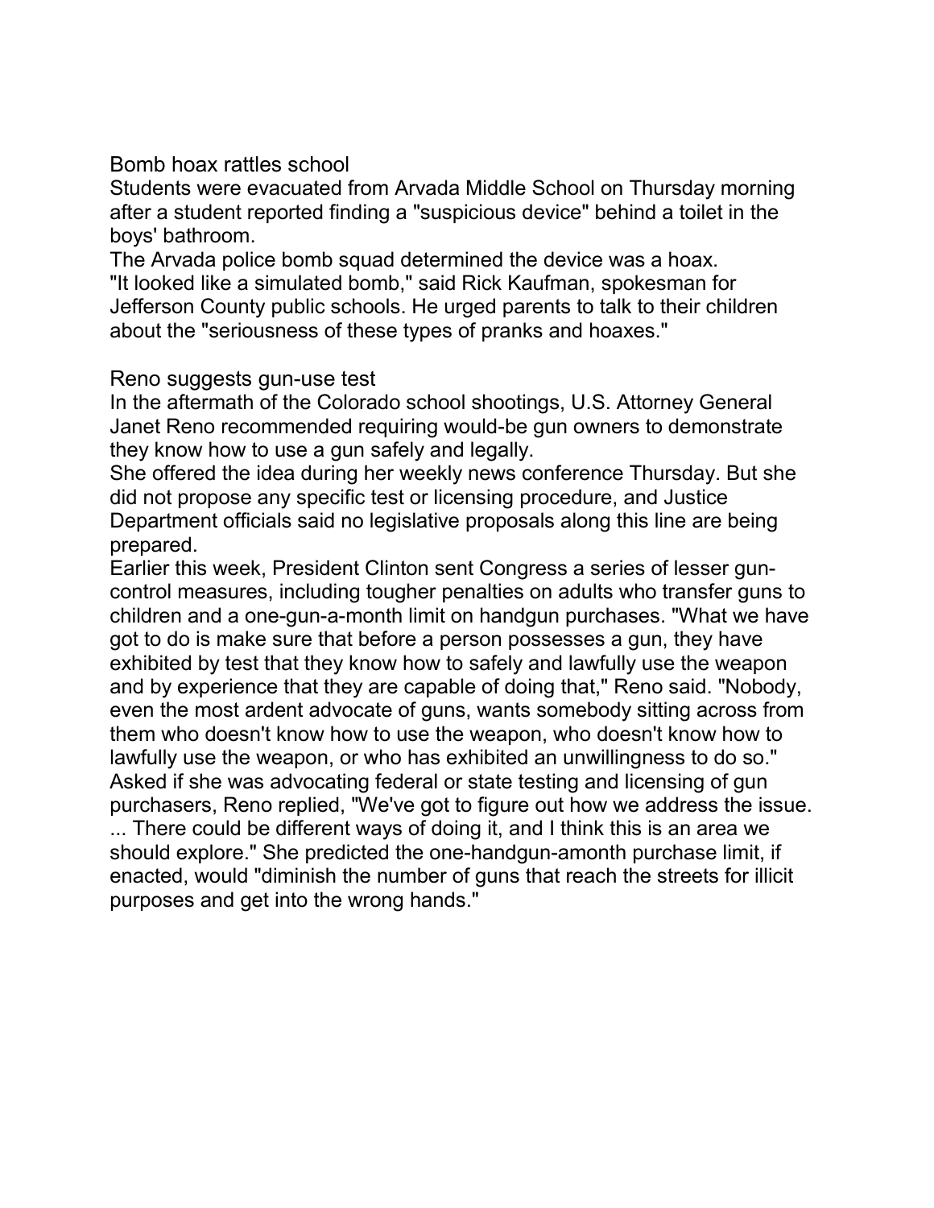## Bomb hoax rattles school

Students were evacuated from Arvada Middle School on Thursday morning after a student reported finding a "suspicious device" behind a toilet in the boys' bathroom.

The Arvada police bomb squad determined the device was a hoax.

"It looked like a simulated bomb," said Rick Kaufman, spokesman for Jefferson County public schools. He urged parents to talk to their children about the "seriousness of these types of pranks and hoaxes."

## Reno suggests gun-use test

In the aftermath of the Colorado school shootings, U.S. Attorney General Janet Reno recommended requiring would-be gun owners to demonstrate they know how to use a gun safely and legally.

She offered the idea during her weekly news conference Thursday. But she did not propose any specific test or licensing procedure, and Justice Department officials said no legislative proposals along this line are being prepared.

Earlier this week, President Clinton sent Congress a series of lesser gun-control measures, including tougher penalties on adults who transfer guns to children and a one-gun-a-month limit on handgun purchases. "What we have got to do is make sure that before a person possesses a gun, they have exhibited by test that they know how to safely and lawfully use the weapon and by experience that they are capable of doing that," Reno said. "Nobody, even the most ardent advocate of guns, wants somebody sitting across from them who doesn't know how to use the weapon, who doesn't know how to lawfully use the weapon, or who has exhibited an unwillingness to do so." Asked if she was advocating federal or state testing and licensing of gun purchasers, Reno replied, "We've got to figure out how we address the issue. ... There could be different ways of doing it, and I think this is an area we should explore." She predicted the one-handgun-amonth purchase limit, if enacted, would "diminish the number of guns that reach the streets for illicit purposes and get into the wrong hands."